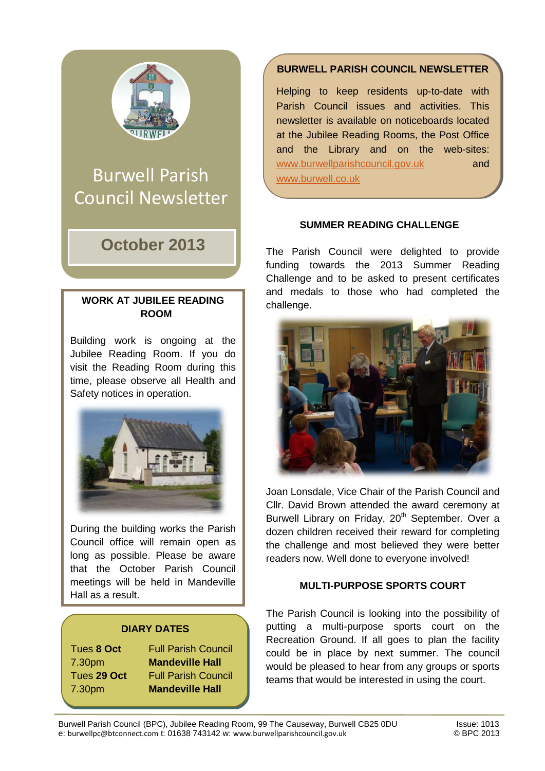# Burwell Parish Council Newsletter

**October 2013**

## WORK AT JUBILEE READING ROOM

Building work is ongoing at the Jubilee Reading Room. If you do visit the Reading Room during this time, please observe all Health and Safety notices in operation.

During the building works the Parish Council office will remain open as long as possible. Please be aware that the October Parish Council meetings will be held in Mandeville Hall as a result.

## DIARY DATES

| | |
|---|---|
| Tues **8 Oct** 7.30pm | Full Parish Council **Mandeville Hall** |
| Tues **29 Oct** 7.30pm | Full Parish Council **Mandeville Hall** |

## BURWELL PARISH COUNCIL NEWSLETTER

Helping to keep residents up-to-date with Parish Council issues and activities. This newsletter is available on noticeboards located at the Jubilee Reading Rooms, the Post Office and the Library and on the web-sites: www.burwellparishcouncil.gov.uk and www.burwell.co.uk

## SUMMER READING CHALLENGE

The Parish Council were delighted to provide funding towards the 2013 Summer Reading Challenge and to be asked to present certificates and medals to those who had completed the challenge.

Joan Lonsdale, Vice Chair of the Parish Council and Cllr. David Brown attended the award ceremony at Burwell Library on Friday, 20th September. Over a dozen children received their reward for completing the challenge and most believed they were better readers now. Well done to everyone involved!

## MULTI-PURPOSE SPORTS COURT

The Parish Council is looking into the possibility of putting a multi-purpose sports court on the Recreation Ground. If all goes to plan the facility could be in place by next summer. The council would be pleased to hear from any groups or sports teams that would be interested in using the court.

Burwell Parish Council (BPC), Jubilee Reading Room, 99 The Causeway, Burwell CB25 0DU
e: burwellpc@btconnect.com t: 01638 743142 w: www.burwellparishcouncil.gov.uk

Issue: 1013
© BPC 2013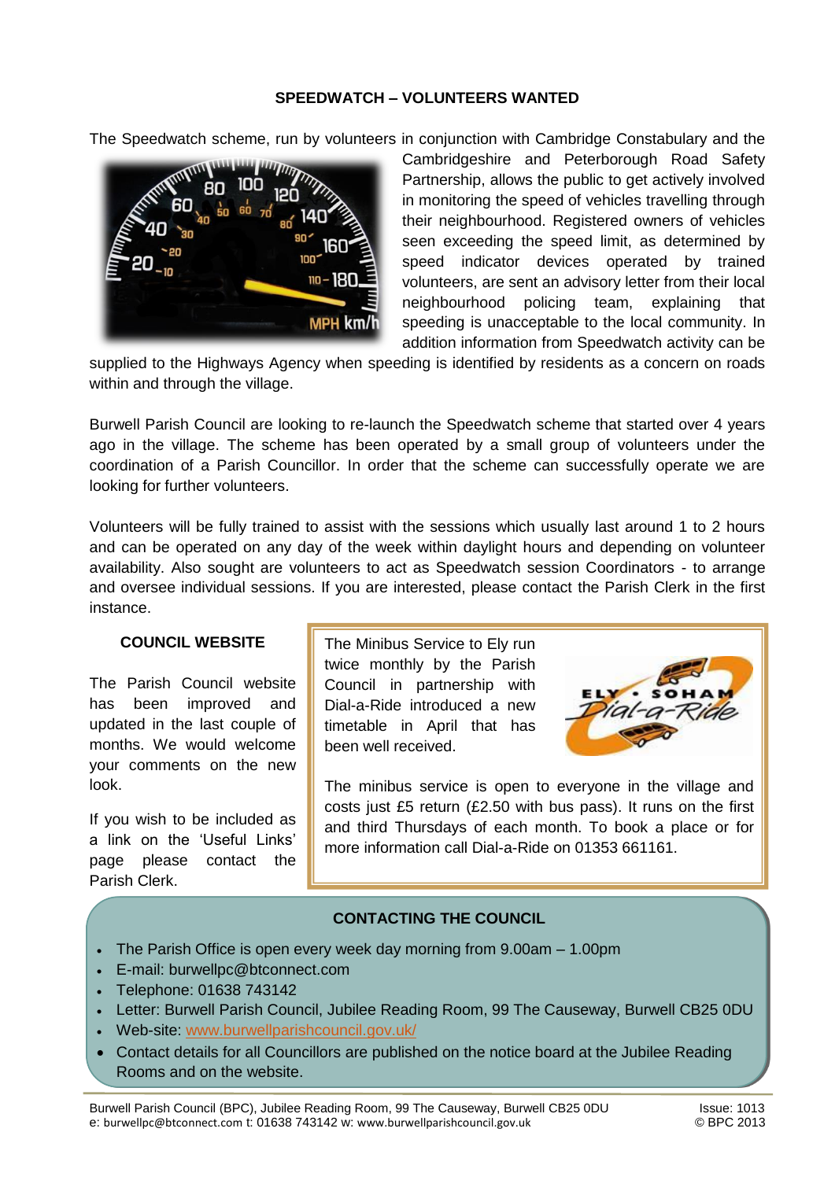## SPEEDWATCH – VOLUNTEERS WANTED

The Speedwatch scheme, run by volunteers in conjunction with Cambridge Constabulary and the Cambridgeshire and Peterborough Road Safety Partnership, allows the public to get actively involved in monitoring the speed of vehicles travelling through their neighbourhood. Registered owners of vehicles seen exceeding the speed limit, as determined by speed indicator devices operated by trained volunteers, are sent an advisory letter from their local neighbourhood policing team, explaining that speeding is unacceptable to the local community. In addition information from Speedwatch activity can be supplied to the Highways Agency when speeding is identified by residents as a concern on roads within and through the village.

Burwell Parish Council are looking to re-launch the Speedwatch scheme that started over 4 years ago in the village. The scheme has been operated by a small group of volunteers under the coordination of a Parish Councillor. In order that the scheme can successfully operate we are looking for further volunteers.

Volunteers will be fully trained to assist with the sessions which usually last around 1 to 2 hours and can be operated on any day of the week within daylight hours and depending on volunteer availability. Also sought are volunteers to act as Speedwatch session Coordinators - to arrange and oversee individual sessions. If you are interested, please contact the Parish Clerk in the first instance.

## COUNCIL WEBSITE

The Parish Council website has been improved and updated in the last couple of months. We would welcome your comments on the new look.

If you wish to be included as a link on the 'Useful Links' page please contact the Parish Clerk.

The Minibus Service to Ely run twice monthly by the Parish Council in partnership with Dial-a-Ride introduced a new timetable in April that has been well received.

The minibus service is open to everyone in the village and costs just £5 return (£2.50 with bus pass). It runs on the first and third Thursdays of each month. To book a place or for more information call Dial-a-Ride on 01353 661161.

## CONTACTING THE COUNCIL

- The Parish Office is open every week day morning from 9.00am – 1.00pm
- E-mail: burwellpc@btconnect.com
- Telephone: 01638 743142
- Letter: Burwell Parish Council, Jubilee Reading Room, 99 The Causeway, Burwell CB25 0DU
- Web-site: www.burwellparishcouncil.gov.uk/
- Contact details for all Councillors are published on the notice board at the Jubilee Reading Rooms and on the website.